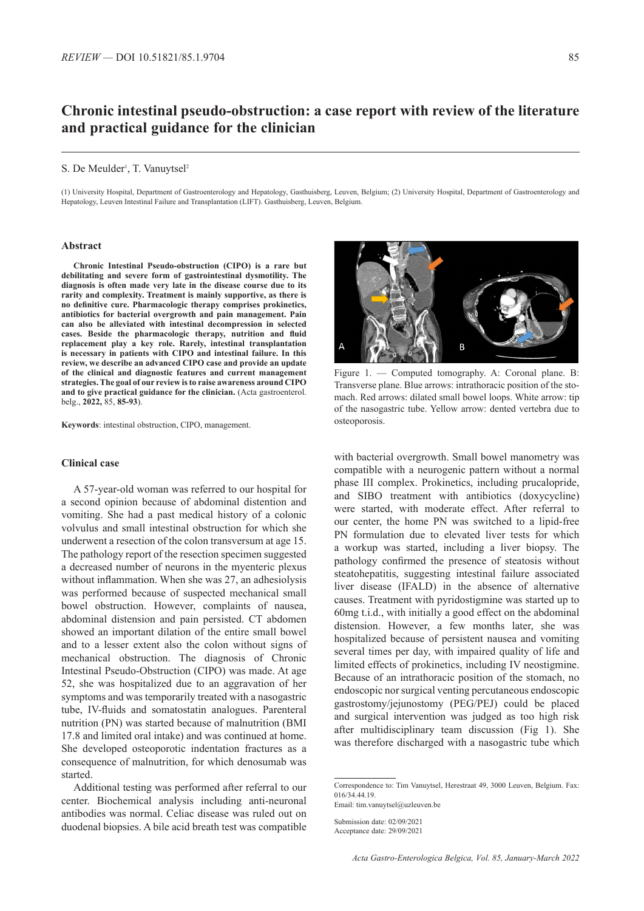# Chronic intestinal pseudo-obstruction: a case report with review of the literature and practical guidance for the clinician

S. De Meulder[1], T. Vanuytsel[2]

(1) University Hospital, Department of Gastroenterology and Hepatology, Gasthuisberg, Leuven, Belgium; (2) University Hospital, Department of Gastroenterology and Hepatology, Leuven Intestinal Failure and Transplantation (LIFT). Gasthuisberg, Leuven, Belgium.

### Abstract

**Chronic Intestinal Pseudo-obstruction (CIPO) is a rare but debilitating and severe form of gastrointestinal dysmotility. The diagnosis is often made very late in the disease course due to its rarity and complexity. Treatment is mainly supportive, as there is no definitive cure. Pharmacologic therapy comprises prokinetics, antibiotics for bacterial overgrowth and pain management. Pain can also be alleviated with intestinal decompression in selected cases. Beside the pharmacologic therapy, nutrition and fluid replacement play a key role. Rarely, intestinal transplantation is necessary in patients with CIPO and intestinal failure. In this review, we describe an advanced CIPO case and provide an update of the clinical and diagnostic features and current management strategies. The goal of our review is to raise awareness around CIPO and to give practical guidance for the clinician.** (Acta gastroenterol. belg., **2022,** 85, **85-93**).

**Keywords**: intestinal obstruction, CIPO, management.

### Clinical case

A 57-year-old woman was referred to our hospital for a second opinion because of abdominal distention and vomiting. She had a past medical history of a colonic volvulus and small intestinal obstruction for which she underwent a resection of the colon transversum at age 15. The pathology report of the resection specimen suggested a decreased number of neurons in the myenteric plexus without inflammation. When she was 27, an adhesiolysis was performed because of suspected mechanical small bowel obstruction. However, complaints of nausea, abdominal distension and pain persisted. CT abdomen showed an important dilation of the entire small bowel and to a lesser extent also the colon without signs of mechanical obstruction. The diagnosis of Chronic Intestinal Pseudo-Obstruction (CIPO) was made. At age 52, she was hospitalized due to an aggravation of her symptoms and was temporarily treated with a nasogastric tube, IV-fluids and somatostatin analogues. Parenteral nutrition (PN) was started because of malnutrition (BMI 17.8 and limited oral intake) and was continued at home. She developed osteoporotic indentation fractures as a consequence of malnutrition, for which denosumab was started.

Additional testing was performed after referral to our center. Biochemical analysis including anti-neuronal antibodies was normal. Celiac disease was ruled out on duodenal biopsies. A bile acid breath test was compatible with bacterial overgrowth. Small bowel manometry was compatible with a neurogenic pattern without a normal phase III complex. Prokinetics, including prucalopride, and SIBO treatment with antibiotics (doxycycline) were started, with moderate effect. After referral to our center, the home PN was switched to a lipid-free PN formulation due to elevated liver tests for which a workup was started, including a liver biopsy. The pathology confirmed the presence of steatosis without steatohepatitis, suggesting intestinal failure associated liver disease (IFALD) in the absence of alternative causes. Treatment with pyridostigmine was started up to 60mg t.i.d., with initially a good effect on the abdominal distension. However, a few months later, she was hospitalized because of persistent nausea and vomiting several times per day, with impaired quality of life and limited effects of prokinetics, including IV neostigmine. Because of an intrathoracic position of the stomach, no endoscopic nor surgical venting percutaneous endoscopic gastrostomy/jejunostomy (PEG/PEJ) could be placed and surgical intervention was judged as too high risk after multidisciplinary team discussion (Fig 1). She was therefore discharged with a nasogastric tube which

Figure 1. — Computed tomography. A: Coronal plane. B: Transverse plane. Blue arrows: intrathoracic position of the stomach. Red arrows: dilated small bowel loops. White arrow: tip of the nasogastric tube. Yellow arrow: dented vertebra due to osteoporosis.

Correspondence to: Tim Vanuytsel, Herestraat 49, 3000 Leuven, Belgium. Fax: 016/34.44.19.
Email: tim.vanuytsel@uzleuven.be

Submission date: 02/09/2021
Acceptance date: 29/09/2021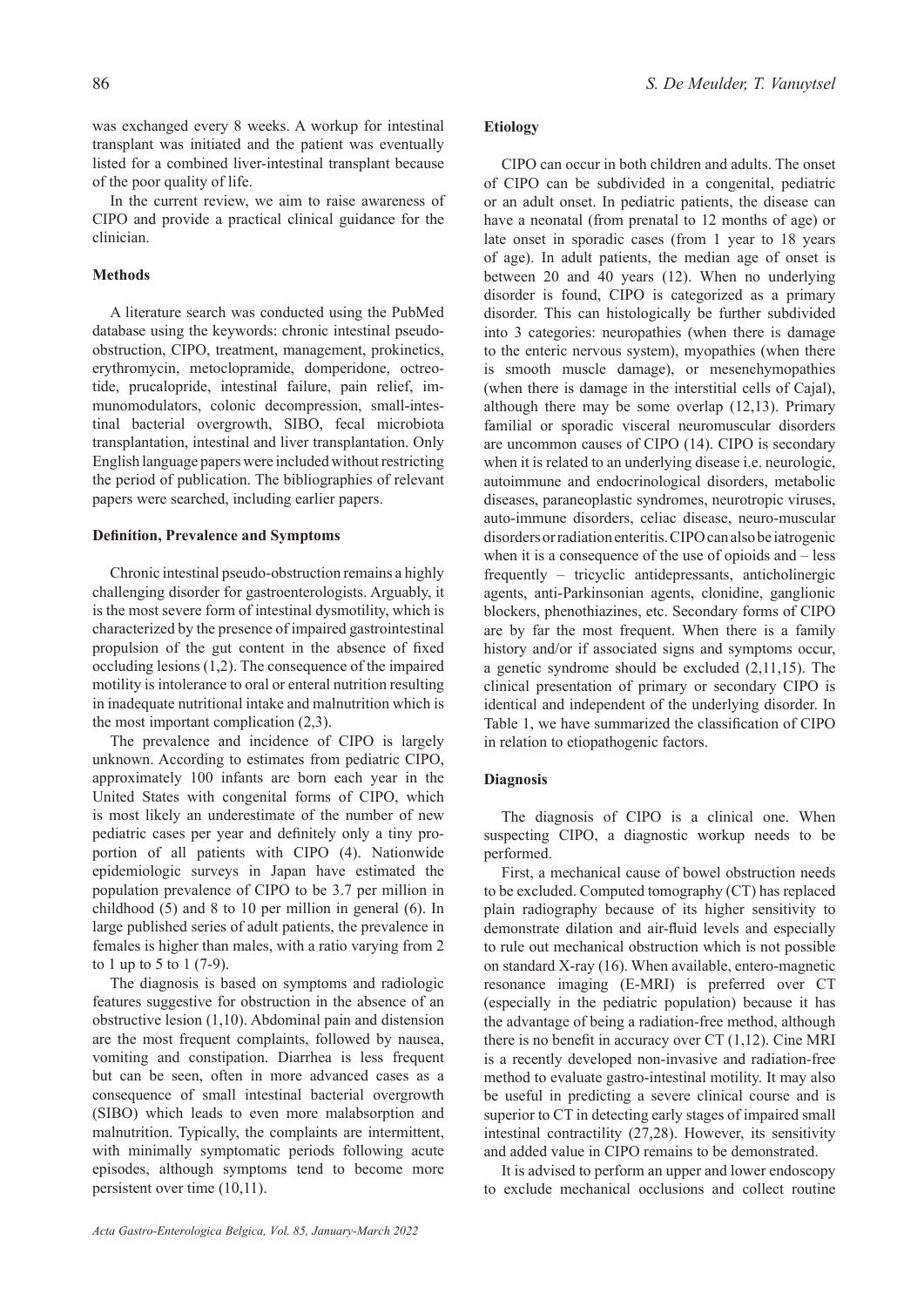was exchanged every 8 weeks. A workup for intestinal transplant was initiated and the patient was eventually listed for a combined liver-intestinal transplant because of the poor quality of life.

In the current review, we aim to raise awareness of CIPO and provide a practical clinical guidance for the clinician.

## Methods

A literature search was conducted using the PubMed database using the keywords: chronic intestinal pseudo-obstruction, CIPO, treatment, management, prokinetics, erythromycin, metoclopramide, domperidone, octreotide, prucalopride, intestinal failure, pain relief, immunomodulators, colonic decompression, small-intestinal bacterial overgrowth, SIBO, fecal microbiota transplantation, intestinal and liver transplantation. Only English language papers were included without restricting the period of publication. The bibliographies of relevant papers were searched, including earlier papers.

## Definition, Prevalence and Symptoms

Chronic intestinal pseudo-obstruction remains a highly challenging disorder for gastroenterologists. Arguably, it is the most severe form of intestinal dysmotility, which is characterized by the presence of impaired gastrointestinal propulsion of the gut content in the absence of fixed occluding lesions (1,2). The consequence of the impaired motility is intolerance to oral or enteral nutrition resulting in inadequate nutritional intake and malnutrition which is the most important complication (2,3).

The prevalence and incidence of CIPO is largely unknown. According to estimates from pediatric CIPO, approximately 100 infants are born each year in the United States with congenital forms of CIPO, which is most likely an underestimate of the number of new pediatric cases per year and definitely only a tiny proportion of all patients with CIPO (4). Nationwide epidemiologic surveys in Japan have estimated the population prevalence of CIPO to be 3.7 per million in childhood (5) and 8 to 10 per million in general (6). In large published series of adult patients, the prevalence in females is higher than males, with a ratio varying from 2 to 1 up to 5 to 1 (7-9).

The diagnosis is based on symptoms and radiologic features suggestive for obstruction in the absence of an obstructive lesion (1,10). Abdominal pain and distension are the most frequent complaints, followed by nausea, vomiting and constipation. Diarrhea is less frequent but can be seen, often in more advanced cases as a consequence of small intestinal bacterial overgrowth (SIBO) which leads to even more malabsorption and malnutrition. Typically, the complaints are intermittent, with minimally symptomatic periods following acute episodes, although symptoms tend to become more persistent over time (10,11).

## Etiology

CIPO can occur in both children and adults. The onset of CIPO can be subdivided in a congenital, pediatric or an adult onset. In pediatric patients, the disease can have a neonatal (from prenatal to 12 months of age) or late onset in sporadic cases (from 1 year to 18 years of age). In adult patients, the median age of onset is between 20 and 40 years (12). When no underlying disorder is found, CIPO is categorized as a primary disorder. This can histologically be further subdivided into 3 categories: neuropathies (when there is damage to the enteric nervous system), myopathies (when there is smooth muscle damage), or mesenchymopathies (when there is damage in the interstitial cells of Cajal), although there may be some overlap (12,13). Primary familial or sporadic visceral neuromuscular disorders are uncommon causes of CIPO (14). CIPO is secondary when it is related to an underlying disease i.e. neurologic, autoimmune and endocrinological disorders, metabolic diseases, paraneoplastic syndromes, neurotropic viruses, auto-immune disorders, celiac disease, neuro-muscular disorders or radiation enteritis. CIPO can also be iatrogenic when it is a consequence of the use of opioids and – less frequently – tricyclic antidepressants, anticholinergic agents, anti-Parkinsonian agents, clonidine, ganglionic blockers, phenothiazines, etc. Secondary forms of CIPO are by far the most frequent. When there is a family history and/or if associated signs and symptoms occur, a genetic syndrome should be excluded (2,11,15). The clinical presentation of primary or secondary CIPO is identical and independent of the underlying disorder. In Table 1, we have summarized the classification of CIPO in relation to etiopathogenic factors.

## Diagnosis

The diagnosis of CIPO is a clinical one. When suspecting CIPO, a diagnostic workup needs to be performed.

First, a mechanical cause of bowel obstruction needs to be excluded. Computed tomography (CT) has replaced plain radiography because of its higher sensitivity to demonstrate dilation and air-fluid levels and especially to rule out mechanical obstruction which is not possible on standard X-ray (16). When available, entero-magnetic resonance imaging (E-MRI) is preferred over CT (especially in the pediatric population) because it has the advantage of being a radiation-free method, although there is no benefit in accuracy over CT (1,12). Cine MRI is a recently developed non-invasive and radiation-free method to evaluate gastro-intestinal motility. It may also be useful in predicting a severe clinical course and is superior to CT in detecting early stages of impaired small intestinal contractility (27,28). However, its sensitivity and added value in CIPO remains to be demonstrated.

It is advised to perform an upper and lower endoscopy to exclude mechanical occlusions and collect routine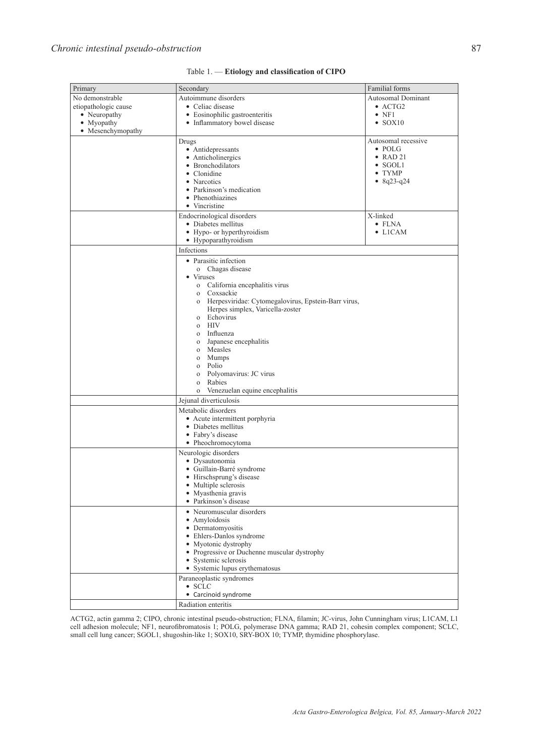Table 1. — **Etiology and classification of CIPO**

| Primary | Secondary | Familial forms |
|---|---|---|
| No demonstrable etiopathologic cause<br>• Neuropathy<br>• Myopathy<br>• Mesenchymopathy | Autoimmune disorders<br>• Celiac disease<br>• Eosinophilic gastroenteritis<br>• Inflammatory bowel disease | Autosomal Dominant<br>• ACTG2<br>• NF1<br>• SOX10 |
| | Drugs<br>• Antidepressants<br>• Anticholinergics<br>• Bronchodilators<br>• Clonidine<br>• Narcotics<br>• Parkinson's medication<br>• Phenothiazines<br>• Vincristine | Autosomal recessive<br>• POLG<br>• RAD 21<br>• SGOL1<br>• TYMP<br>• 8q23-q24 |
| | Endocrinological disorders<br>• Diabetes mellitus<br>• Hypo- or hyperthyroidism<br>• Hypoparathyroidism | X-linked<br>• FLNA<br>• L1CAM |
| | Infections | |
| | • Parasitic infection<br>o Chagas disease<br>• Viruses<br>o California encephalitis virus<br>o Coxsackie<br>o Herpesviridae: Cytomegalovirus, Epstein-Barr virus, Herpes simplex, Varicella-zoster<br>o Echovirus<br>o HIV<br>o Influenza<br>o Japanese encephalitis<br>o Measles<br>o Mumps<br>o Polio<br>o Polyomavirus: JC virus<br>o Rabies<br>o Venezuelan equine encephalitis | |
| | Jejunal diverticulosis | |
| | Metabolic disorders<br>• Acute intermittent porphyria<br>• Diabetes mellitus<br>• Fabry's disease<br>• Pheochromocytoma | |
| | Neurologic disorders<br>• Dysautonomia<br>• Guillain-Barré syndrome<br>• Hirschsprung's disease<br>• Multiple sclerosis<br>• Myasthenia gravis<br>• Parkinson's disease | |
| | • Neuromuscular disorders<br>• Amyloidosis<br>• Dermatomyositis<br>• Ehlers-Danlos syndrome<br>• Myotonic dystrophy<br>• Progressive or Duchenne muscular dystrophy<br>• Systemic sclerosis<br>• Systemic lupus erythematosus | |
| | Paraneoplastic syndromes<br>• SCLC<br>• Carcinoid syndrome | |
| | Radiation enteritis | |

ACTG2, actin gamma 2; CIPO, chronic intestinal pseudo-obstruction; FLNA, filamin; JC-virus, John Cunningham virus; L1CAM, L1 cell adhesion molecule; NF1, neurofibromatosis 1; POLG, polymerase DNA gamma; RAD 21, cohesin complex component; SCLC, small cell lung cancer; SGOL1, shugoshin-like 1; SOX10, SRY-BOX 10; TYMP, thymidine phosphorylase.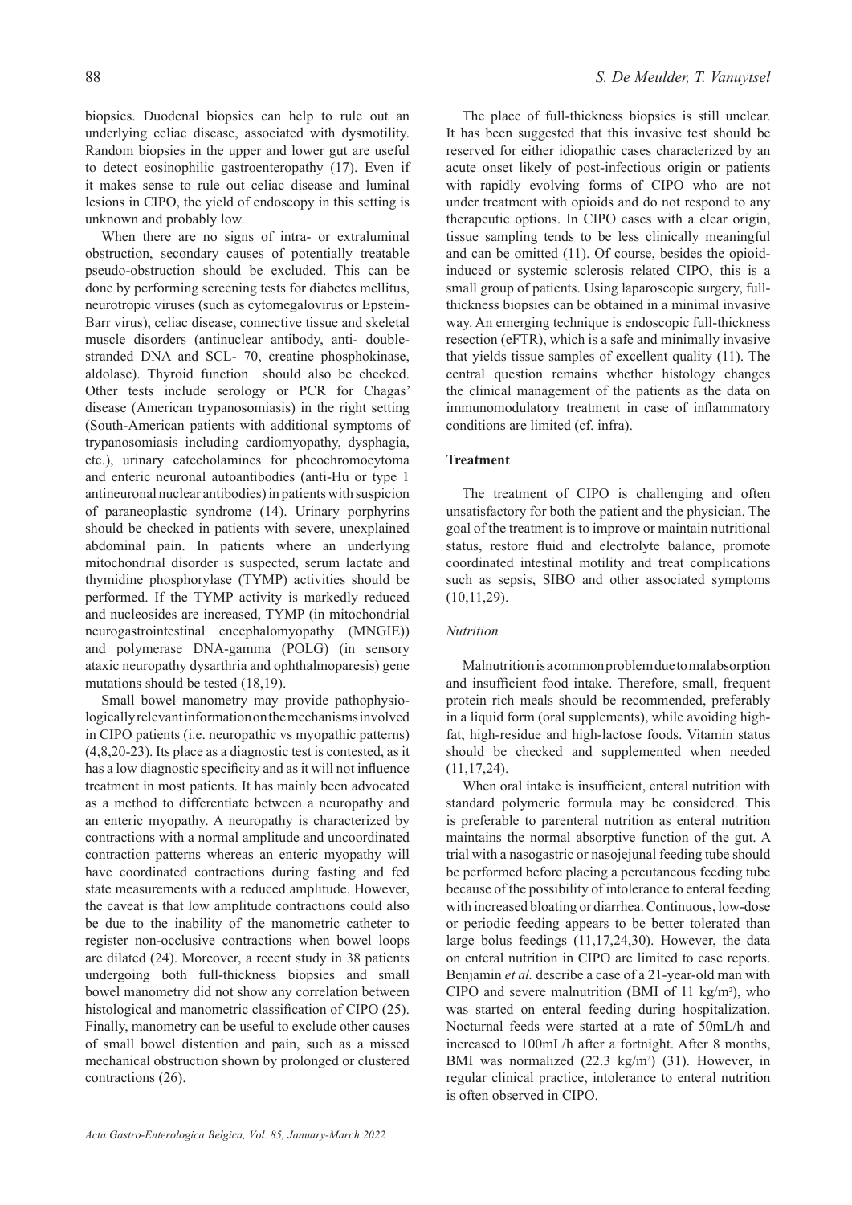biopsies. Duodenal biopsies can help to rule out an underlying celiac disease, associated with dysmotility. Random biopsies in the upper and lower gut are useful to detect eosinophilic gastroenteropathy (17). Even if it makes sense to rule out celiac disease and luminal lesions in CIPO, the yield of endoscopy in this setting is unknown and probably low.

When there are no signs of intra- or extraluminal obstruction, secondary causes of potentially treatable pseudo-obstruction should be excluded. This can be done by performing screening tests for diabetes mellitus, neurotropic viruses (such as cytomegalovirus or Epstein-Barr virus), celiac disease, connective tissue and skeletal muscle disorders (antinuclear antibody, anti- double-stranded DNA and SCL- 70, creatine phosphokinase, aldolase). Thyroid function should also be checked. Other tests include serology or PCR for Chagas' disease (American trypanosomiasis) in the right setting (South-American patients with additional symptoms of trypanosomiasis including cardiomyopathy, dysphagia, etc.), urinary catecholamines for pheochromocytoma and enteric neuronal autoantibodies (anti-Hu or type 1 antineuronal nuclear antibodies) in patients with suspicion of paraneoplastic syndrome (14). Urinary porphyrins should be checked in patients with severe, unexplained abdominal pain. In patients where an underlying mitochondrial disorder is suspected, serum lactate and thymidine phosphorylase (TYMP) activities should be performed. If the TYMP activity is markedly reduced and nucleosides are increased, TYMP (in mitochondrial neurogastrointestinal encephalomyopathy (MNGIE)) and polymerase DNA-gamma (POLG) (in sensory ataxic neuropathy dysarthria and ophthalmoparesis) gene mutations should be tested (18,19).

Small bowel manometry may provide pathophysiologically relevant information on the mechanisms involved in CIPO patients (i.e. neuropathic vs myopathic patterns) (4,8,20-23). Its place as a diagnostic test is contested, as it has a low diagnostic specificity and as it will not influence treatment in most patients. It has mainly been advocated as a method to differentiate between a neuropathy and an enteric myopathy. A neuropathy is characterized by contractions with a normal amplitude and uncoordinated contraction patterns whereas an enteric myopathy will have coordinated contractions during fasting and fed state measurements with a reduced amplitude. However, the caveat is that low amplitude contractions could also be due to the inability of the manometric catheter to register non-occlusive contractions when bowel loops are dilated (24). Moreover, a recent study in 38 patients undergoing both full-thickness biopsies and small bowel manometry did not show any correlation between histological and manometric classification of CIPO (25). Finally, manometry can be useful to exclude other causes of small bowel distention and pain, such as a missed mechanical obstruction shown by prolonged or clustered contractions (26).

The place of full-thickness biopsies is still unclear. It has been suggested that this invasive test should be reserved for either idiopathic cases characterized by an acute onset likely of post-infectious origin or patients with rapidly evolving forms of CIPO who are not under treatment with opioids and do not respond to any therapeutic options. In CIPO cases with a clear origin, tissue sampling tends to be less clinically meaningful and can be omitted (11). Of course, besides the opioid-induced or systemic sclerosis related CIPO, this is a small group of patients. Using laparoscopic surgery, full-thickness biopsies can be obtained in a minimal invasive way. An emerging technique is endoscopic full-thickness resection (eFTR), which is a safe and minimally invasive that yields tissue samples of excellent quality (11). The central question remains whether histology changes the clinical management of the patients as the data on immunomodulatory treatment in case of inflammatory conditions are limited (cf. infra).

## Treatment

The treatment of CIPO is challenging and often unsatisfactory for both the patient and the physician. The goal of the treatment is to improve or maintain nutritional status, restore fluid and electrolyte balance, promote coordinated intestinal motility and treat complications such as sepsis, SIBO and other associated symptoms (10,11,29).

### *Nutrition*

Malnutrition is a common problem due to malabsorption and insufficient food intake. Therefore, small, frequent protein rich meals should be recommended, preferably in a liquid form (oral supplements), while avoiding high-fat, high-residue and high-lactose foods. Vitamin status should be checked and supplemented when needed (11,17,24).

When oral intake is insufficient, enteral nutrition with standard polymeric formula may be considered. This is preferable to parenteral nutrition as enteral nutrition maintains the normal absorptive function of the gut. A trial with a nasogastric or nasojejunal feeding tube should be performed before placing a percutaneous feeding tube because of the possibility of intolerance to enteral feeding with increased bloating or diarrhea. Continuous, low-dose or periodic feeding appears to be better tolerated than large bolus feedings (11,17,24,30). However, the data on enteral nutrition in CIPO are limited to case reports. Benjamin *et al.* describe a case of a 21-year-old man with CIPO and severe malnutrition (BMI of 11 kg/m$^2$), who was started on enteral feeding during hospitalization. Nocturnal feeds were started at a rate of 50mL/h and increased to 100mL/h after a fortnight. After 8 months, BMI was normalized (22.3 kg/m$^2$) (31). However, in regular clinical practice, intolerance to enteral nutrition is often observed in CIPO.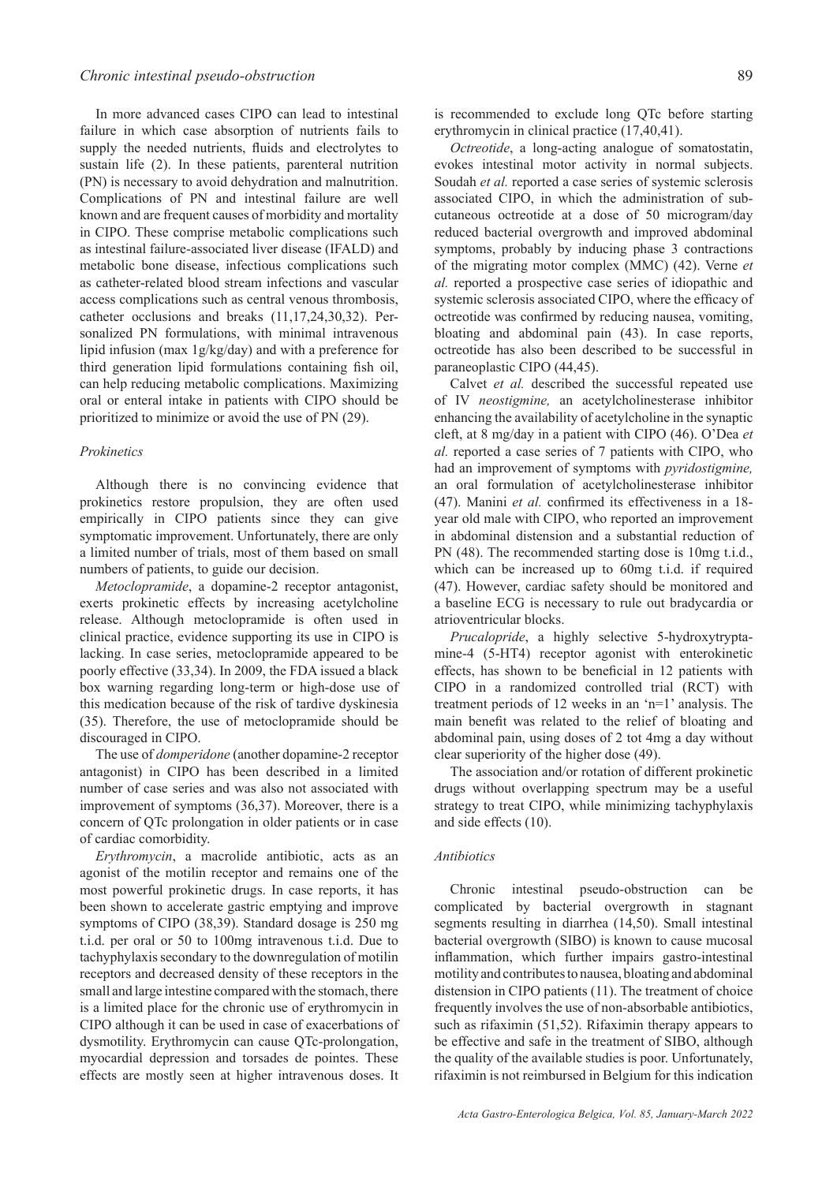In more advanced cases CIPO can lead to intestinal failure in which case absorption of nutrients fails to supply the needed nutrients, fluids and electrolytes to sustain life (2). In these patients, parenteral nutrition (PN) is necessary to avoid dehydration and malnutrition. Complications of PN and intestinal failure are well known and are frequent causes of morbidity and mortality in CIPO. These comprise metabolic complications such as intestinal failure-associated liver disease (IFALD) and metabolic bone disease, infectious complications such as catheter-related blood stream infections and vascular access complications such as central venous thrombosis, catheter occlusions and breaks (11,17,24,30,32). Personalized PN formulations, with minimal intravenous lipid infusion (max 1g/kg/day) and with a preference for third generation lipid formulations containing fish oil, can help reducing metabolic complications. Maximizing oral or enteral intake in patients with CIPO should be prioritized to minimize or avoid the use of PN (29).

### *Prokinetics*

Although there is no convincing evidence that prokinetics restore propulsion, they are often used empirically in CIPO patients since they can give symptomatic improvement. Unfortunately, there are only a limited number of trials, most of them based on small numbers of patients, to guide our decision.

*Metoclopramide*, a dopamine-2 receptor antagonist, exerts prokinetic effects by increasing acetylcholine release. Although metoclopramide is often used in clinical practice, evidence supporting its use in CIPO is lacking. In case series, metoclopramide appeared to be poorly effective (33,34). In 2009, the FDA issued a black box warning regarding long-term or high-dose use of this medication because of the risk of tardive dyskinesia (35). Therefore, the use of metoclopramide should be discouraged in CIPO.

The use of *domperidone* (another dopamine-2 receptor antagonist) in CIPO has been described in a limited number of case series and was also not associated with improvement of symptoms (36,37). Moreover, there is a concern of QTc prolongation in older patients or in case of cardiac comorbidity.

*Erythromycin*, a macrolide antibiotic, acts as an agonist of the motilin receptor and remains one of the most powerful prokinetic drugs. In case reports, it has been shown to accelerate gastric emptying and improve symptoms of CIPO (38,39). Standard dosage is 250 mg t.i.d. per oral or 50 to 100mg intravenous t.i.d. Due to tachyphylaxis secondary to the downregulation of motilin receptors and decreased density of these receptors in the small and large intestine compared with the stomach, there is a limited place for the chronic use of erythromycin in CIPO although it can be used in case of exacerbations of dysmotility. Erythromycin can cause QTc-prolongation, myocardial depression and torsades de pointes. These effects are mostly seen at higher intravenous doses. It is recommended to exclude long QTc before starting erythromycin in clinical practice (17,40,41).

*Octreotide*, a long-acting analogue of somatostatin, evokes intestinal motor activity in normal subjects. Soudah *et al.* reported a case series of systemic sclerosis associated CIPO, in which the administration of subcutaneous octreotide at a dose of 50 microgram/day reduced bacterial overgrowth and improved abdominal symptoms, probably by inducing phase 3 contractions of the migrating motor complex (MMC) (42). Verne *et al.* reported a prospective case series of idiopathic and systemic sclerosis associated CIPO, where the efficacy of octreotide was confirmed by reducing nausea, vomiting, bloating and abdominal pain (43). In case reports, octreotide has also been described to be successful in paraneoplastic CIPO (44,45).

Calvet *et al.* described the successful repeated use of IV *neostigmine,* an acetylcholinesterase inhibitor enhancing the availability of acetylcholine in the synaptic cleft, at 8 mg/day in a patient with CIPO (46). O'Dea *et al.* reported a case series of 7 patients with CIPO, who had an improvement of symptoms with *pyridostigmine,* an oral formulation of acetylcholinesterase inhibitor (47). Manini *et al.* confirmed its effectiveness in a 18-year old male with CIPO, who reported an improvement in abdominal distension and a substantial reduction of PN (48). The recommended starting dose is 10mg t.i.d., which can be increased up to 60mg t.i.d. if required (47). However, cardiac safety should be monitored and a baseline ECG is necessary to rule out bradycardia or atrioventricular blocks.

*Prucalopride*, a highly selective 5-hydroxytryptamine-4 (5-HT4) receptor agonist with enterokinetic effects, has shown to be beneficial in 12 patients with CIPO in a randomized controlled trial (RCT) with treatment periods of 12 weeks in an 'n=1' analysis. The main benefit was related to the relief of bloating and abdominal pain, using doses of 2 tot 4mg a day without clear superiority of the higher dose (49).

The association and/or rotation of different prokinetic drugs without overlapping spectrum may be a useful strategy to treat CIPO, while minimizing tachyphylaxis and side effects (10).

### *Antibiotics*

Chronic intestinal pseudo-obstruction can be complicated by bacterial overgrowth in stagnant segments resulting in diarrhea (14,50). Small intestinal bacterial overgrowth (SIBO) is known to cause mucosal inflammation, which further impairs gastro-intestinal motility and contributes to nausea, bloating and abdominal distension in CIPO patients (11). The treatment of choice frequently involves the use of non-absorbable antibiotics, such as rifaximin (51,52). Rifaximin therapy appears to be effective and safe in the treatment of SIBO, although the quality of the available studies is poor. Unfortunately, rifaximin is not reimbursed in Belgium for this indication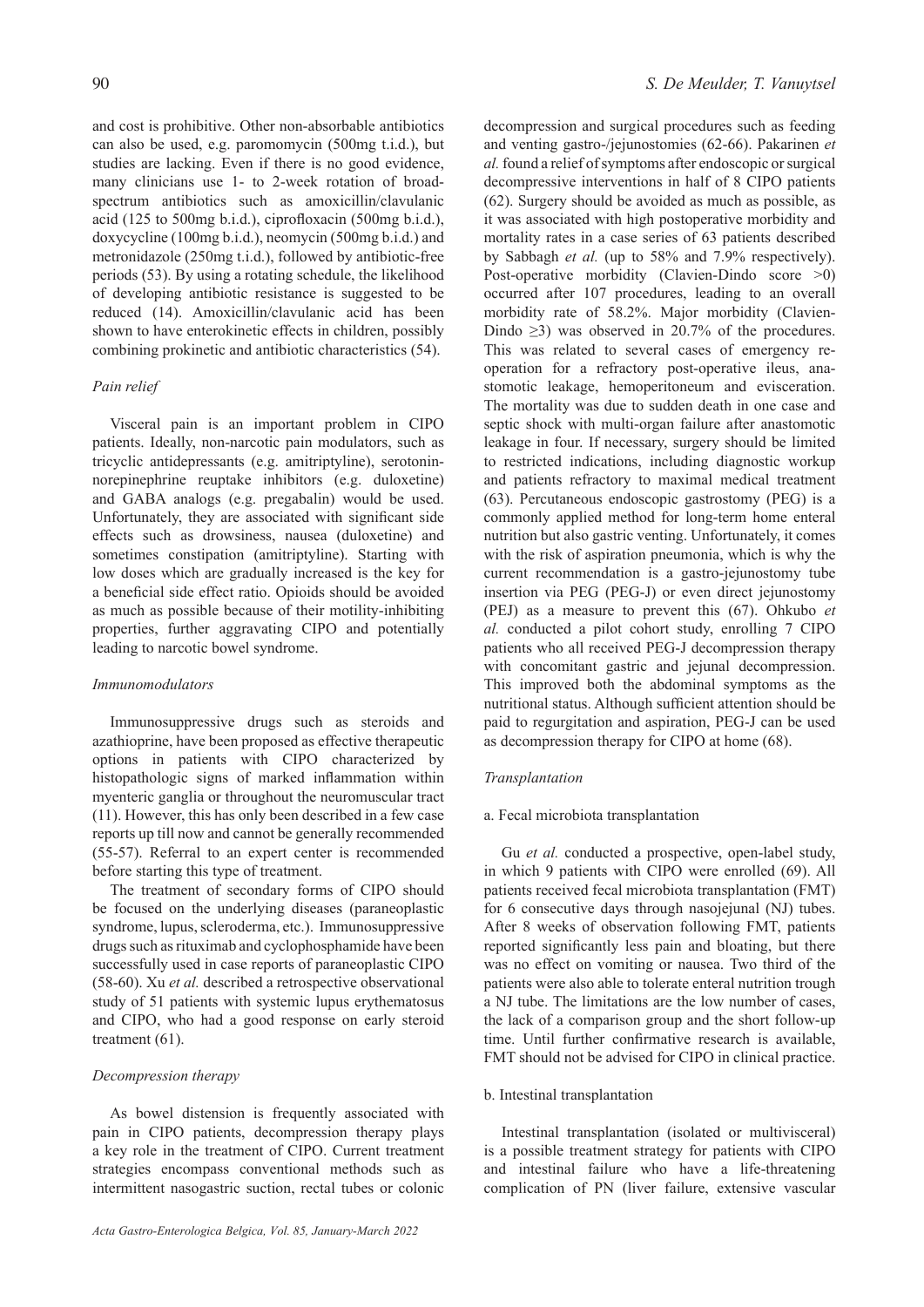and cost is prohibitive. Other non-absorbable antibiotics can also be used, e.g. paromomycin (500mg t.i.d.), but studies are lacking. Even if there is no good evidence, many clinicians use 1- to 2-week rotation of broad-spectrum antibiotics such as amoxicillin/clavulanic acid (125 to 500mg b.i.d.), ciprofloxacin (500mg b.i.d.), doxycycline (100mg b.i.d.), neomycin (500mg b.i.d.) and metronidazole (250mg t.i.d.), followed by antibiotic-free periods (53). By using a rotating schedule, the likelihood of developing antibiotic resistance is suggested to be reduced (14). Amoxicillin/clavulanic acid has been shown to have enterokinetic effects in children, possibly combining prokinetic and antibiotic characteristics (54).

*Pain relief*

Visceral pain is an important problem in CIPO patients. Ideally, non-narcotic pain modulators, such as tricyclic antidepressants (e.g. amitriptyline), serotonin-norepinephrine reuptake inhibitors (e.g. duloxetine) and GABA analogs (e.g. pregabalin) would be used. Unfortunately, they are associated with significant side effects such as drowsiness, nausea (duloxetine) and sometimes constipation (amitriptyline). Starting with low doses which are gradually increased is the key for a beneficial side effect ratio. Opioids should be avoided as much as possible because of their motility-inhibiting properties, further aggravating CIPO and potentially leading to narcotic bowel syndrome.

*Immunomodulators*

Immunosuppressive drugs such as steroids and azathioprine, have been proposed as effective therapeutic options in patients with CIPO characterized by histopathologic signs of marked inflammation within myenteric ganglia or throughout the neuromuscular tract (11). However, this has only been described in a few case reports up till now and cannot be generally recommended (55-57). Referral to an expert center is recommended before starting this type of treatment.

The treatment of secondary forms of CIPO should be focused on the underlying diseases (paraneoplastic syndrome, lupus, scleroderma, etc.). Immunosuppressive drugs such as rituximab and cyclophosphamide have been successfully used in case reports of paraneoplastic CIPO (58-60). Xu *et al.* described a retrospective observational study of 51 patients with systemic lupus erythematosus and CIPO, who had a good response on early steroid treatment (61).

*Decompression therapy*

As bowel distension is frequently associated with pain in CIPO patients, decompression therapy plays a key role in the treatment of CIPO. Current treatment strategies encompass conventional methods such as intermittent nasogastric suction, rectal tubes or colonic decompression and surgical procedures such as feeding and venting gastro-/jejunostomies (62-66). Pakarinen *et al.* found a relief of symptoms after endoscopic or surgical decompressive interventions in half of 8 CIPO patients (62). Surgery should be avoided as much as possible, as it was associated with high postoperative morbidity and mortality rates in a case series of 63 patients described by Sabbagh *et al.* (up to 58% and 7.9% respectively). Post-operative morbidity (Clavien-Dindo score >0) occurred after 107 procedures, leading to an overall morbidity rate of 58.2%. Major morbidity (Clavien-Dindo ≥3) was observed in 20.7% of the procedures. This was related to several cases of emergency re-operation for a refractory post-operative ileus, anastomotic leakage, hemoperitoneum and evisceration. The mortality was due to sudden death in one case and septic shock with multi-organ failure after anastomotic leakage in four. If necessary, surgery should be limited to restricted indications, including diagnostic workup and patients refractory to maximal medical treatment (63). Percutaneous endoscopic gastrostomy (PEG) is a commonly applied method for long-term home enteral nutrition but also gastric venting. Unfortunately, it comes with the risk of aspiration pneumonia, which is why the current recommendation is a gastro-jejunostomy tube insertion via PEG (PEG-J) or even direct jejunostomy (PEJ) as a measure to prevent this (67). Ohkubo *et al.* conducted a pilot cohort study, enrolling 7 CIPO patients who all received PEG-J decompression therapy with concomitant gastric and jejunal decompression. This improved both the abdominal symptoms as the nutritional status. Although sufficient attention should be paid to regurgitation and aspiration, PEG-J can be used as decompression therapy for CIPO at home (68).

*Transplantation*

a. Fecal microbiota transplantation

Gu *et al.* conducted a prospective, open-label study, in which 9 patients with CIPO were enrolled (69). All patients received fecal microbiota transplantation (FMT) for 6 consecutive days through nasojejunal (NJ) tubes. After 8 weeks of observation following FMT, patients reported significantly less pain and bloating, but there was no effect on vomiting or nausea. Two third of the patients were also able to tolerate enteral nutrition trough a NJ tube. The limitations are the low number of cases, the lack of a comparison group and the short follow-up time. Until further confirmative research is available, FMT should not be advised for CIPO in clinical practice.

b. Intestinal transplantation

Intestinal transplantation (isolated or multivisceral) is a possible treatment strategy for patients with CIPO and intestinal failure who have a life-threatening complication of PN (liver failure, extensive vascular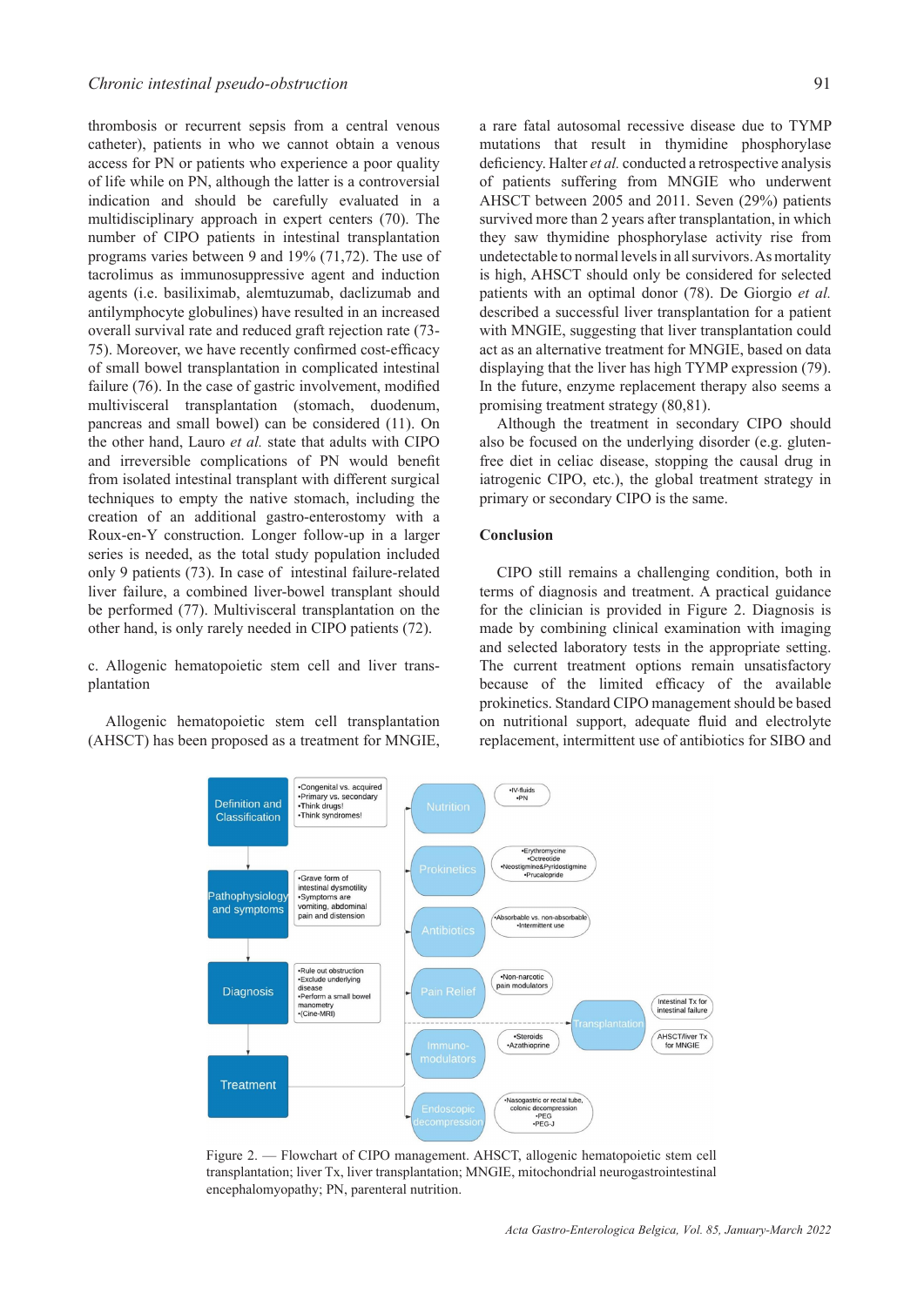thrombosis or recurrent sepsis from a central venous catheter), patients in who we cannot obtain a venous access for PN or patients who experience a poor quality of life while on PN, although the latter is a controversial indication and should be carefully evaluated in a multidisciplinary approach in expert centers (70). The number of CIPO patients in intestinal transplantation programs varies between 9 and 19% (71,72). The use of tacrolimus as immunosuppressive agent and induction agents (i.e. basiliximab, alemtuzumab, daclizumab and antilymphocyte globulines) have resulted in an increased overall survival rate and reduced graft rejection rate (73-75). Moreover, we have recently confirmed cost-efficacy of small bowel transplantation in complicated intestinal failure (76). In the case of gastric involvement, modified multivisceral transplantation (stomach, duodenum, pancreas and small bowel) can be considered (11). On the other hand, Lauro *et al.* state that adults with CIPO and irreversible complications of PN would benefit from isolated intestinal transplant with different surgical techniques to empty the native stomach, including the creation of an additional gastro-enterostomy with a Roux-en-Y construction. Longer follow-up in a larger series is needed, as the total study population included only 9 patients (73). In case of intestinal failure-related liver failure, a combined liver-bowel transplant should be performed (77). Multivisceral transplantation on the other hand, is only rarely needed in CIPO patients (72).

c. Allogenic hematopoietic stem cell and liver transplantation

Allogenic hematopoietic stem cell transplantation (AHSCT) has been proposed as a treatment for MNGIE, a rare fatal autosomal recessive disease due to TYMP mutations that result in thymidine phosphorylase deficiency. Halter *et al.* conducted a retrospective analysis of patients suffering from MNGIE who underwent AHSCT between 2005 and 2011. Seven (29%) patients survived more than 2 years after transplantation, in which they saw thymidine phosphorylase activity rise from undetectable to normal levels in all survivors. As mortality is high, AHSCT should only be considered for selected patients with an optimal donor (78). De Giorgio *et al.* described a successful liver transplantation for a patient with MNGIE, suggesting that liver transplantation could act as an alternative treatment for MNGIE, based on data displaying that the liver has high TYMP expression (79). In the future, enzyme replacement therapy also seems a promising treatment strategy (80,81).

Although the treatment in secondary CIPO should also be focused on the underlying disorder (e.g. gluten-free diet in celiac disease, stopping the causal drug in iatrogenic CIPO, etc.), the global treatment strategy in primary or secondary CIPO is the same.

## Conclusion

CIPO still remains a challenging condition, both in terms of diagnosis and treatment. A practical guidance for the clinician is provided in Figure 2. Diagnosis is made by combining clinical examination with imaging and selected laboratory tests in the appropriate setting. The current treatment options remain unsatisfactory because of the limited efficacy of the available prokinetics. Standard CIPO management should be based on nutritional support, adequate fluid and electrolyte replacement, intermittent use of antibiotics for SIBO and

Figure 2. — Flowchart of CIPO management. AHSCT, allogenic hematopoietic stem cell transplantation; liver Tx, liver transplantation; MNGIE, mitochondrial neurogastrointestinal encephalomyopathy; PN, parenteral nutrition.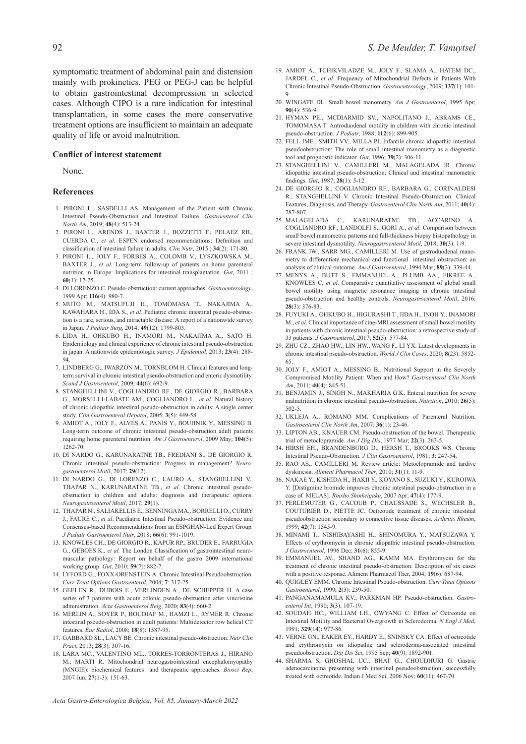symptomatic treatment of abdominal pain and distension mainly with prokinetics. PEG or PEG-J can be helpful to obtain gastrointestinal decompression in selected cases. Although CIPO is a rare indication for intestinal transplantation, in some cases the more conservative treatment options are insufficient to maintain an adequate quality of life or avoid malnutrition.

### Conflict of interest statement

None.

### References

1. PIRONI L., SASDELLI AS. Management of the Patient with Chronic Intestinal Pseudo-Obstruction and Intestinal Failure. *Gastroenterol Clin North Am*, 2019; **48**(4): 513-24.
2. PIRONI L., ARENDS J., BAXTER J., BOZZETTI F., PELAEZ RB., CUERDA C., *et al*. ESPEN endorsed recommendations: Definition and classification of intestinal failure in adults. *Clin Nutr*, 2015 ; **34**(2): 171-80.
3. PIRONI L., JOLY F., FORBES A., COLOMB V., LYSZKOWSKA M., BAXTER J., *et al*. Long-term follow-up of patients on home parenteral nutrition in Europe: Implications for intestinal transplantation. *Gut*, 2011 ; **60**(1): 17-25.
4. DI LORENZO C. Pseudo-obstruction: current approaches. *Gastroenterology*, 1999 Apr; **116**(4): 980-7.
5. MUTO M., MATSUFUJI H., TOMOMASA T., NAKAJIMA A., KAWAHARA H., IDA S., *et al*. Pediatric chronic intestinal pseudo-obstruction is a rare, serious, and intractable disease: A report of a nationwide survey in Japan. *J Pediatr Surg*, 2014; **49**(12): 1799-803.
6. LIDA H., OHKUBO H., INAMORI M., NAKAJIMA A., SATO H. Epidemiology and clinical experience of chronic intestinal pseudo-obstruction in japan: A nationwide epidemiologic survey. *J Epidemiol*, 2013; **23**(4): 288-94.
7. LINDBERG G., IWARZON M., TORNBLOM H. Clinical features and long-term survival in chronic intestinal pseudo-obstruction and enteric dysmotility. *Scand J Gastroenterol*, 2009; **44**(6): 692-9.
8. STANGHELLINI V., COGLIANDRO RF., DE GIORGIO R., BARBARA G., MORSELLI-LABATE AM., COGLIANDRO L., *et al*. Natural history of chronic idiopathic intestinal pseudo-obstruction in adults: A single center study. *Clin Gastroenterol Hepatol*, 2005; **3**(5): 449-58.
9. AMIOT A., JOLY F., ALVES A., PANIS Y., BOUHNIK Y., MESSING B. Long-term outcome of chronic intestinal pseudo-obstruction adult patients requiring home parenteral nutrition. *Am J Gastroenterol*, 2009 May; **104**(5): 1262-70.
10. DI NARDO G., KARUNARATNE TB., FREDIANI S., DE GIORGIO R. Chronic intestinal pseudo-obstruction: Progress in management? *Neurogastroenterol Motil*, 2017; **29**(12).
11. DI NARDO G., DI LORENZO C., LAURO A., STANGHELLINI V., THAPAR N., KARUNARATNE TB., *et al*. Chronic intestinal pseudo-obstruction in children and adults: diagnosis and therapeutic options. *Neurogastroenterol Motil*, 2017; **29**(1).
12. THAPAR N., SALIAKELLIS E., BENNINGA MA., BORRELLI O., CURRY J., FAURE C., *et al*. Paediatric Intestinal Pseudo-obstruction: Evidence and Consensus-based Recommendations from an ESPGHAN-Led Expert Group. *J Pediatr Gastroenterol Nutr*, 2018; **66**(6): 991-1019.
13. KNOWLES CH., DE GIORGIO R., KAPUR RP., BRUDER E., FARRUGIA G., GEBOES K., *et al.* The London Classification of gastrointestinal neuromuscular pathology: Report on behalf of the gastro 2009 international working group. *Gut*, 2010; **59**(7): 882-7.
14. LYFORD G., FOXX-ORENSTEIN A. Chronic Intestinal Pseudoobstruction. *Curr Treat Options Gastroenterol*, 2004; **7**: 317-25.
15. GEELEN R., DUBOIS E., VERLINDEN A., DE SCHEPPER H. A case series of 3 patients with acute colonic pseudo-obstruction after vincristine administration. *Acta Gastroenterol Belg*, 2020; **83**(4): 660-2.
16. MERLIN A., SOYER P., BOUDIAF M., HAMZI L., RYMER R. Chronic intestinal pseudo-obstruction in adult patients: Multidetector row helical CT features. *Eur Radiol*, 2008; **18**(8): 1587-95.
17. GABBARD SL., LACY BE. Chronic intestinal pseudo-obstruction. *Nutr Clin Pract*, 2013; **28**(3): 307-16.
18. LARA MC., VALENTINO ML., TORRES-TORRONTERAS J., HIRANO M., MARTI R. Mitochondrial neurogastrointestinal encephalomyopathy (MNGIE): biochemical features and therapeutic approaches. *Biosci Rep*, 2007 Jun; **27**(1-3): 151-63.
19. AMIOT A., TCHIKVILADZE M., JOLY F., SLAMA A., HATEM DC., JARDEL C., *et al*. Frequency of Mitochondrial Defects in Patients With Chronic Intestinal Pseudo-Obstruction. *Gastroenterology*, 2009; **137**(1): 101-9.
20. WINGATE DL. Small bowel manometry. *Am J Gastroenterol*, 1995 Apr; **90**(4): 536-9.
21. HYMAN PE., MCDIARMID SV., NAPOLITANO J., ABRAMS CE., TOMOMASA T. Antroduodenal motility in children with chronic intestinal pseudo-obstruction. *J Pediatr*, 1988; **112**(6): 899-905.
22. FELL JME., SMITH VV., MILLA PJ. Infantile chronic idiopathic intestinal pseudoobstruction: The role of small intestinal manometry as a diagnostic tool and prognostic indicator. *Gut*, 1996; **39**(2): 306-11.
23. STANGHELLINI V., CAMILLERI M., MALAGELADA JR. Chronic idiopathic intestinal pseudo-obstruction: Clinical and intestinal manometric findings. *Gut*, 1987; **28**(1): 5-12.
24. DE GIORGIO R., COGLIANDRO RF., BARBARA G., CORINALDESI R., STANGHELLINI V. Chronic Intestinal Pseudo-Obstruction: Clinical Features, Diagnosis, and Therapy. *Gastroenterol Clin North Am*, 2011; **40**(4): 787-807.
25. MALAGELADA C., KARUNARATNE TB., ACCARINO A., COGLIANDRO RF., LANDOLFI S., GORI A., *et al*. Comparison between small bowel manometric patterns and full-thickness biopsy histopathology in severe intestinal dysmotility. *Neurogastroenterol Motil*, 2018; **30**(3): 1-9.
26. FRANK JW., SARR MG., CAMILLERI M. Use of gastroduodenal manometry to differentiate mechanical and functional intestinal obstruction: an analysis of clinical outcome. *Am J Gastroenterol*, 1994 Mar; **89**(3): 339-44.
27. MENYS A., BUTT S., EMMANUEL A., PLUMB AA., FIKREE A., KNOWLES C, *et al*. Comparative quantitative assessment of global small bowel motility using magnetic resonance imaging in chronic intestinal pseudo-obstruction and healthy controls. *Neurogastroenterol Motil*, 2016; **28**(3): 376-83.
28. FUYUKI A., OHKUBO H., HIGURASHI T., IIDA H., INOH Y., INAMORI M., *et al*. Clinical importance of cine-MRI assessment of small bowel motility in patients with chronic intestinal pseudo-obstruction: a retrospective study of 33 patients. *J Gastroenterol*, 2017; **52**(5): 577-84.
29. ZHU CZ., ZHAO HW., LIN HW., WANG F., LI YX. Latest developments in chronic intestinal pseudo-obstruction. *World J Clin Cases*, 2020; **8**(23): 5852-65.
30. JOLY F., AMIOT A., MESSING B.. Nutritional Support in the Severely Compromised Motility Patient: When and How? *Gastroenterol Clin North Am*, 2011; **40**(4): 845-51.
31. BENJAMIN J., SINGH N., MAKHARIA G.K. Enteral nutrition for severe malnutrition in chronic intestinal pseudo-obstruction. *Nutrition*, 2010; **26**(5): 502-5.
32. UKLEJA A., ROMANO MM. Complications of Parenteral Nutrition. *Gastroenterol Clin North Am*, 2007; **36**(1): 23-46.
33. LIPTON AB., KNAUER CM. Pseudo-obstruction of the bowel. Therapeutic trial of metoclopramide. *Am J Dig Dis*, 1977 Mar; **22**(3): 263-5.
34. HIRSH EH., BRANDENBURG D., HERSH T., BROOKS WS. Chronic Intestinal Pseudo-Obstruction. *J Clin Gastroenterol*, 1981; **3**: 247-54.
35. RAO AS., CAMILLERI M. Review article: Metoclopramide and tardive dyskinesia. *Aliment Pharmacol Ther*, 2010; **31**(1): 11-9.
36. NAKAE Y., KISHIDA H., HAKII Y., KOYANO S., SUZUKI Y., KUROIWA Y. [Distigmine bromide improves chronic intestinal pseudo-obstruction in a case of MELAS]. *Rinsho Shinkeigaku*, 2007 Apr; **47**(4): 177-9.
37. PERLEMUTER G., CACOUB P., CHAUSSADE S., WECHSLER B., COUTURIER D., PIETTE JC. Octreotide treatment of chronic intestinal pseudoobstruction secondary to connective tissue diseases. *Arthritis Rheum*, 1999; **42**(7): 1545-9.
38. MINAMI T., NISHIBAYASHI H., SHINOMURA Y., MATSUZAWA Y. Effects of erythromycin in chronic idiopathic intestinal pseudo-obstruction. *J Gastroenterol*, 1996 Dec; **31**(6): 855-9.
39. EMMANUEL AV., SHAND AG., KAMM MA. Erythromycin for the treatment of chronic intestinal pseudo-obstruction: Description of six cases with a positive response. Aliment Pharmacol Ther, 2004; **19**(6): 687-94.
40. QUIGLEY EMM. Chronic Intestinal Pseudo-obstruction. *Curr Treat Options Gastroenterol*, 1999; **2**(3): 239-50.
41. PANGANAMAMULA KV., PARKMAN HP. Pseudo-obstruction. *Gastroenterol Int*, 1990; **3**(3): 107-19.
42. SOUDAH HC., WILLIAM LH., OWYANG C. Effect of Octreotide on Intestinal Motility and Bacterial Overgrowth in Scleroderma. *N Engl J Med*, 1991; **329**(14): 977-86.
43. VERNE GN., EAKER EY., HARDY E., SNINSKY CA. Effect of octreotide and erythromycin on idiopathic and scleroderma-associated intestinal pseudoobstruction. *Dig Dis Sci*, 1995 Sep; **40**(9): 1892-901.
44. SHARMA S, GHOSHAL UC., BHAT G., CHOUDHURI G. Gastric adenocarcinoma presenting with intestinal pseudoobstruction, successfully treated with octreotide. Indian J Med Sci, 2006 Nov; **60**(11): 467-70.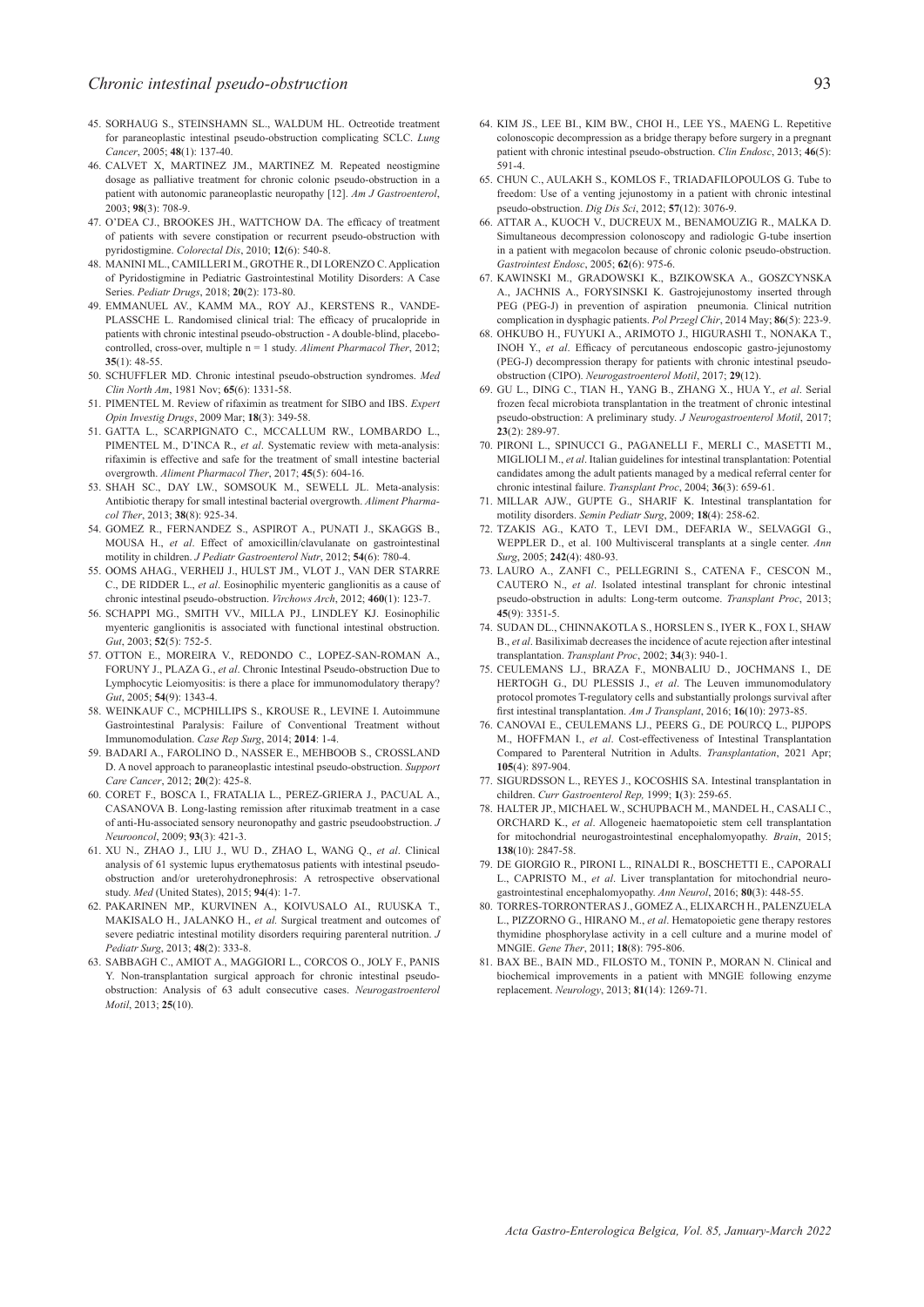45. SORHAUG S., STEINSHAMN SL., WALDUM HL. Octreotide treatment for paraneoplastic intestinal pseudo-obstruction complicating SCLC. *Lung Cancer*, 2005; **48**(1): 137-40.
46. CALVET X, MARTINEZ JM., MARTINEZ M. Repeated neostigmine dosage as palliative treatment for chronic colonic pseudo-obstruction in a patient with autonomic paraneoplastic neuropathy [12]. *Am J Gastroenterol*, 2003; **98**(3): 708-9.
47. O'DEA CJ., BROOKES JH., WATTCHOW DA. The efficacy of treatment of patients with severe constipation or recurrent pseudo-obstruction with pyridostigmine. *Colorectal Dis*, 2010; **12**(6): 540-8.
48. MANINI ML., CAMILLERI M., GROTHE R., DI LORENZO C. Application of Pyridostigmine in Pediatric Gastrointestinal Motility Disorders: A Case Series. *Pediatr Drugs*, 2018; **20**(2): 173-80.
49. EMMANUEL AV., KAMM MA., ROY AJ., KERSTENS R., VANDEPLASSCHE L. Randomised clinical trial: The efficacy of prucalopride in patients with chronic intestinal pseudo-obstruction - A double-blind, placebo-controlled, cross-over, multiple n = 1 study. *Aliment Pharmacol Ther*, 2012; **35**(1): 48-55.
50. SCHUFFLER MD. Chronic intestinal pseudo-obstruction syndromes. *Med Clin North Am*, 1981 Nov; **65**(6): 1331-58.
51. PIMENTEL M. Review of rifaximin as treatment for SIBO and IBS. *Expert Opin Investig Drugs*, 2009 Mar; **18**(3): 349-58.
52. GATTA L., SCARPIGNATO C., MCCALLUM RW., LOMBARDO L., PIMENTEL M., D'INCA R., *et al*. Systematic review with meta-analysis: rifaximin is effective and safe for the treatment of small intestine bacterial overgrowth. *Aliment Pharmacol Ther*, 2017; **45**(5): 604-16.
53. SHAH SC., DAY LW., SOMSOUK M., SEWELL JL. Meta-analysis: Antibiotic therapy for small intestinal bacterial overgrowth. *Aliment Pharmacol Ther*, 2013; **38**(8): 925-34.
54. GOMEZ R., FERNANDEZ S., ASPIROT A., PUNATI J., SKAGGS B., MOUSA H., *et al*. Effect of amoxicillin/clavulanate on gastrointestinal motility in children. *J Pediatr Gastroenterol Nutr*, 2012; **54**(6): 780-4.
55. OOMS AHAG., VERHEIJ J., HULST JM., VLOT J., VAN DER STARRE C., DE RIDDER L., *et al*. Eosinophilic myenteric ganglionitis as a cause of chronic intestinal pseudo-obstruction. *Virchows Arch*, 2012; **460**(1): 123-7.
56. SCHAPPI MG., SMITH VV., MILLA PJ., LINDLEY KJ. Eosinophilic myenteric ganglionitis is associated with functional intestinal obstruction. *Gut*, 2003; **52**(5): 752-5.
57. OTTON E., MOREIRA V., REDONDO C., LOPEZ-SAN-ROMAN A., FORUNY J., PLAZA G., *et al*. Chronic Intestinal Pseudo-obstruction Due to Lymphocytic Leiomyositis: is there a place for immunomodulatory therapy? *Gut*, 2005; **54**(9): 1343-4.
58. WEINKAUF C., MCPHILLIPS S., KROUSE R., LEVINE I. Autoimmune Gastrointestinal Paralysis: Failure of Conventional Treatment without Immunomodulation. *Case Rep Surg*, 2014; **2014**: 1-4.
59. BADARI A., FAROLINO D., NASSER E., MEHBOOB S., CROSSLAND D. A novel approach to paraneoplastic intestinal pseudo-obstruction. *Support Care Cancer*, 2012; **20**(2): 425-8.
60. CORET F., BOSCA I., FRATALIA L., PEREZ-GRIERA J., PACUAL A., CASANOVA B. Long-lasting remission after rituximab treatment in a case of anti-Hu-associated sensory neuronopathy and gastric pseudoobstruction. *J Neurooncol*, 2009; **93**(3): 421-3.
61. XU N., ZHAO J., LIU J., WU D., ZHAO L, WANG Q., *et al*. Clinical analysis of 61 systemic lupus erythematosus patients with intestinal pseudo-obstruction and/or ureterohydronephrosis: A retrospective observational study. *Med* (United States), 2015; **94**(4): 1-7.
62. PAKARINEN MP., KURVINEN A., KOIVUSALO AI., RUUSKA T., MAKISALO H., JALANKO H., *et al.* Surgical treatment and outcomes of severe pediatric intestinal motility disorders requiring parenteral nutrition. *J Pediatr Surg*, 2013; **48**(2): 333-8.
63. SABBAGH C., AMIOT A., MAGGIORI L., CORCOS O., JOLY F., PANIS Y. Non-transplantation surgical approach for chronic intestinal pseudo-obstruction: Analysis of 63 adult consecutive cases. *Neurogastroenterol Motil*, 2013; **25**(10).
64. KIM JS., LEE BI., KIM BW., CHOI H., LEE YS., MAENG L. Repetitive colonoscopic decompression as a bridge therapy before surgery in a pregnant patient with chronic intestinal pseudo-obstruction. *Clin Endosc*, 2013; **46**(5): 591-4.
65. CHUN C., AULAKH S., KOMLOS F., TRIADAFILOPOULOS G. Tube to freedom: Use of a venting jejunostomy in a patient with chronic intestinal pseudo-obstruction. *Dig Dis Sci*, 2012; **57**(12): 3076-9.
66. ATTAR A., KUOCH V., DUCREUX M., BENAMOUZIG R., MALKA D. Simultaneous decompression colonoscopy and radiologic G-tube insertion in a patient with megacolon because of chronic colonic pseudo-obstruction. *Gastrointest Endosc*, 2005; **62**(6): 975-6.
67. KAWINSKI M., GRADOWSKI K., BZIKOWSKA A., GOSZCZYNSKA A., JACHNIS A., FORYSINSKI K. Gastrojejunostomy inserted through PEG (PEG-J) in prevention of aspiration pneumonia. Clinical nutrition complication in dysphagic patients. *Pol Przegl Chir*, 2014 May; **86**(5): 223-9.
68. OHKUBO H., FUYUKI A., ARIMOTO J., HIGURASHI T., NONAKA T., INOH Y., *et al*. Efficacy of percutaneous endoscopic gastro-jejunostomy (PEG-J) decompression therapy for patients with chronic intestinal pseudo-obstruction (CIPO). *Neurogastroenterol Motil*, 2017; **29**(12).
69. GU L., DING C., TIAN H., YANG B., ZHANG X., HUA Y., *et al*. Serial frozen fecal microbiota transplantation in the treatment of chronic intestinal pseudo-obstruction: A preliminary study. *J Neurogastroenterol Motil*, 2017; **23**(2): 289-97.
70. PIRONI L., SPINUCCI G., PAGANELLI F., MERLI C., MASETTI M., MIGLIOLI M., *et al*. Italian guidelines for intestinal transplantation: Potential candidates among the adult patients managed by a medical referral center for chronic intestinal failure. *Transplant Proc*, 2004; **36**(3): 659-61.
71. MILLAR AJW., GUPTE G., SHARIF K. Intestinal transplantation for motility disorders. *Semin Pediatr Surg*, 2009; **18**(4): 258-62.
72. TZAKIS AG., KATO T., LEVI DM., DEFARIA W., SELVAGGI G., WEPPLER D., et al. 100 Multivisceral transplants at a single center. *Ann Surg*, 2005; **242**(4): 480-93.
73. LAURO A., ZANFI C., PELLEGRINI S., CATENA F., CESCON M., CAUTERO N., *et al*. Isolated intestinal transplant for chronic intestinal pseudo-obstruction in adults: Long-term outcome. *Transplant Proc*, 2013; **45**(9): 3351-5.
74. SUDAN DL., CHINNAKOTLA S., HORSLEN S., IYER K., FOX I., SHAW B., *et al*. Basiliximab decreases the incidence of acute rejection after intestinal transplantation. *Transplant Proc*, 2002; **34**(3): 940-1.
75. CEULEMANS LJ., BRAZA F., MONBALIU D., JOCHMANS I., DE HERTOGH G., DU PLESSIS J., *et al*. The Leuven immunomodulatory protocol promotes T-regulatory cells and substantially prolongs survival after first intestinal transplantation. *Am J Transplant*, 2016; **16**(10): 2973-85.
76. CANOVAI E., CEULEMANS LJ., PEERS G., DE POURCQ L., PIJPOPS M., HOFFMAN I., *et al*. Cost-effectiveness of Intestinal Transplantation Compared to Parenteral Nutrition in Adults. *Transplantation*, 2021 Apr; **105**(4): 897-904.
77. SIGURDSSON L., REYES J., KOCOSHIS SA. Intestinal transplantation in children. *Curr Gastroenterol Rep,* 1999; **1**(3): 259-65.
78. HALTER JP., MICHAEL W., SCHUPBACH M., MANDEL H., CASALI C., ORCHARD K., *et al*. Allogeneic haematopoietic stem cell transplantation for mitochondrial neurogastrointestinal encephalomyopathy. *Brain*, 2015; **138**(10): 2847-58.
79. DE GIORGIO R., PIRONI L., RINALDI R., BOSCHETTI E., CAPORALI L., CAPRISTO M., *et al*. Liver transplantation for mitochondrial neurogastrointestinal encephalomyopathy. *Ann Neurol*, 2016; **80**(3): 448-55.
80. TORRES-TORRONTERAS J., GOMEZ A., ELIXARCH H., PALENZUELA L., PIZZORNO G., HIRANO M., *et al*. Hematopoietic gene therapy restores thymidine phosphorylase activity in a cell culture and a murine model of MNGIE. *Gene Ther*, 2011; **18**(8): 795-806.
81. BAX BE., BAIN MD., FILOSTO M., TONIN P., MORAN N. Clinical and biochemical improvements in a patient with MNGIE following enzyme replacement. *Neurology*, 2013; **81**(14): 1269-71.